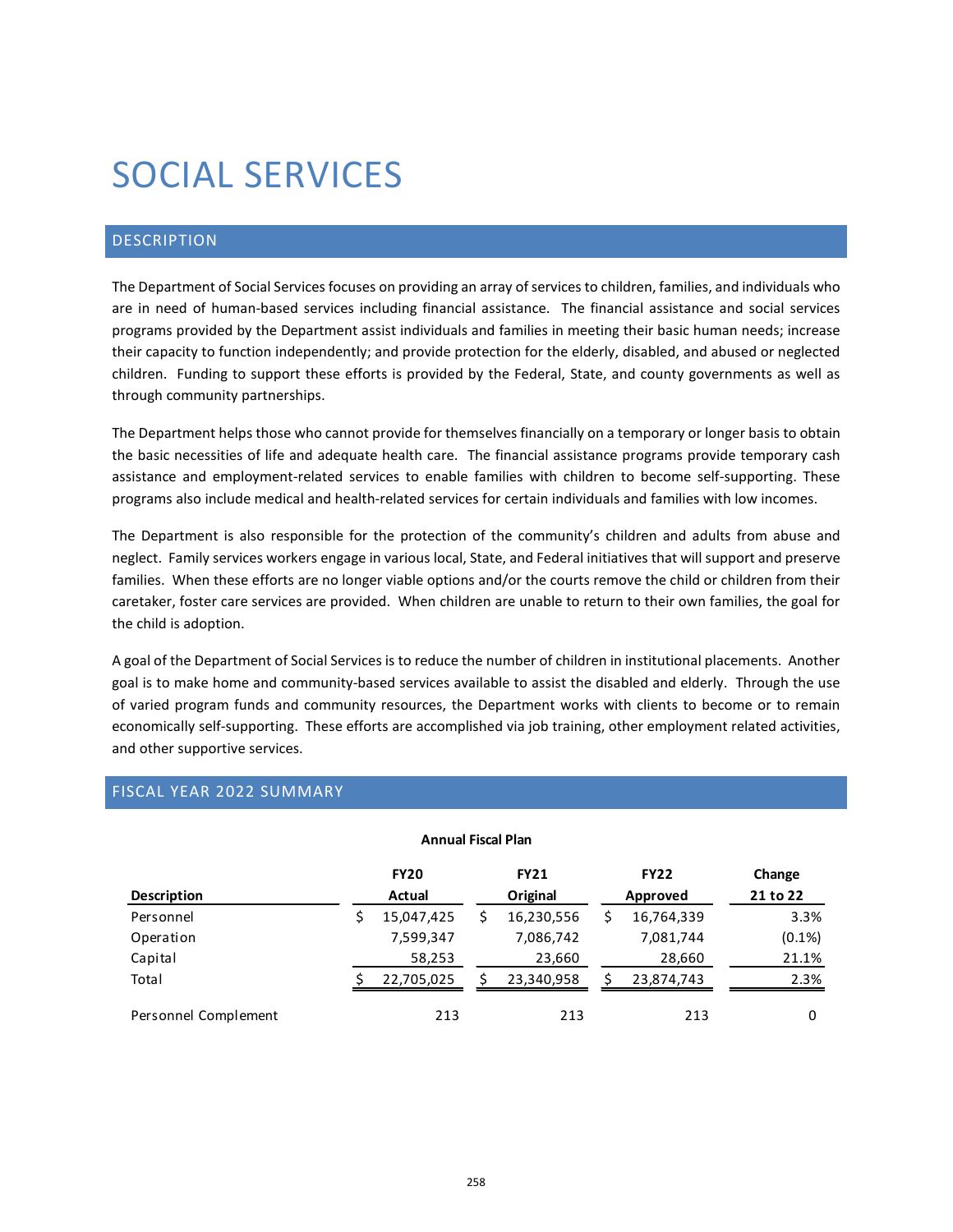# SOCIAL SERVICES

## DESCRIPTION

The Department of Social Services focuses on providing an array of services to children, families, and individuals who are in need of human-based services including financial assistance. The financial assistance and social services programs provided by the Department assist individuals and families in meeting their basic human needs; increase their capacity to function independently; and provide protection for the elderly, disabled, and abused or neglected children. Funding to support these efforts is provided by the Federal, State, and county governments as well as through community partnerships.

The Department helps those who cannot provide for themselves financially on a temporary or longer basis to obtain the basic necessities of life and adequate health care. The financial assistance programs provide temporary cash assistance and employment-related services to enable families with children to become self-supporting. These programs also include medical and health-related services for certain individuals and families with low incomes.

The Department is also responsible for the protection of the community's children and adults from abuse and neglect. Family services workers engage in various local, State, and Federal initiatives that will support and preserve families. When these efforts are no longer viable options and/or the courts remove the child or children from their caretaker, foster care services are provided. When children are unable to return to their own families, the goal for the child is adoption.

A goal of the Department of Social Services is to reduce the number of children in institutional placements. Another goal is to make home and community-based services available to assist the disabled and elderly. Through the use of varied program funds and community resources, the Department works with clients to become or to remain economically self-supporting. These efforts are accomplished via job training, other employment related activities, and other supportive services.

## FISCAL YEAR 2022 SUMMARY

**Annual Fiscal Plan**

| Description | FY20 Actual | FY21 Original | FY22 Approved | Change 21 to 22 |
|---|---|---|---|---|
| Personnel | $ 15,047,425 | $ 16,230,556 | $ 16,764,339 | 3.3% |
| Operation | 7,599,347 | 7,086,742 | 7,081,744 | (0.1%) |
| Capital | 58,253 | 23,660 | 28,660 | 21.1% |
| Total | $ 22,705,025 | $ 23,340,958 | $ 23,874,743 | 2.3% |
| Personnel Complement | 213 | 213 | 213 | 0 |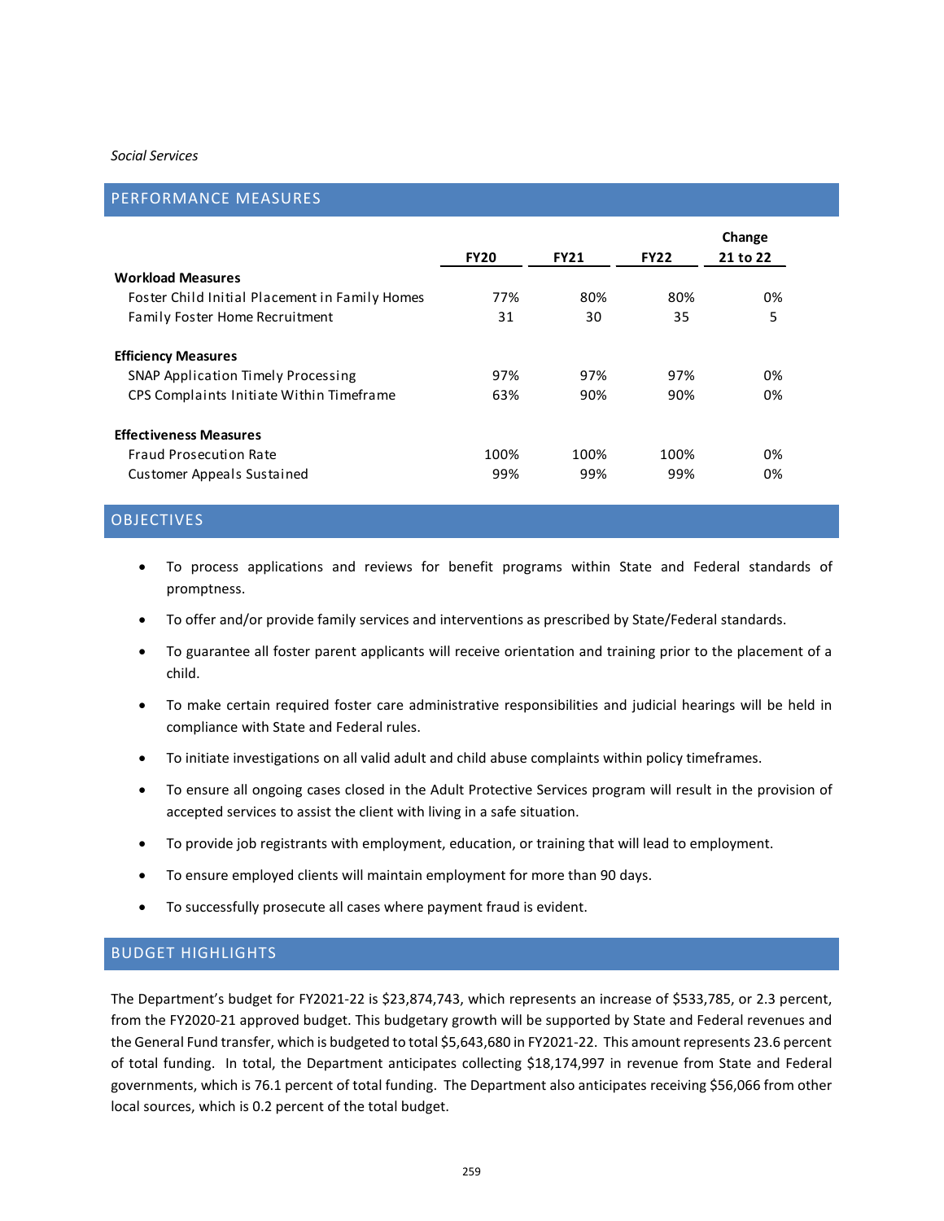*Social Services*

## PERFORMANCE MEASURES

| | FY20 | FY21 | FY22 | Change 21 to 22 |
|---|---|---|---|---|
| **Workload Measures** | | | | |
| Foster Child Initial Placement in Family Homes | 77% | 80% | 80% | 0% |
| Family Foster Home Recruitment | 31 | 30 | 35 | 5 |
| **Efficiency Measures** | | | | |
| SNAP Application Timely Processing | 97% | 97% | 97% | 0% |
| CPS Complaints Initiate Within Timeframe | 63% | 90% | 90% | 0% |
| **Effectiveness Measures** | | | | |
| Fraud Prosecution Rate | 100% | 100% | 100% | 0% |
| Customer Appeals Sustained | 99% | 99% | 99% | 0% |

## OBJECTIVES

- To process applications and reviews for benefit programs within State and Federal standards of promptness.
- To offer and/or provide family services and interventions as prescribed by State/Federal standards.
- To guarantee all foster parent applicants will receive orientation and training prior to the placement of a child.
- To make certain required foster care administrative responsibilities and judicial hearings will be held in compliance with State and Federal rules.
- To initiate investigations on all valid adult and child abuse complaints within policy timeframes.
- To ensure all ongoing cases closed in the Adult Protective Services program will result in the provision of accepted services to assist the client with living in a safe situation.
- To provide job registrants with employment, education, or training that will lead to employment.
- To ensure employed clients will maintain employment for more than 90 days.
- To successfully prosecute all cases where payment fraud is evident.

## BUDGET HIGHLIGHTS

The Department's budget for FY2021-22 is $23,874,743, which represents an increase of $533,785, or 2.3 percent, from the FY2020-21 approved budget. This budgetary growth will be supported by State and Federal revenues and the General Fund transfer, which is budgeted to total $5,643,680 in FY2021-22. This amount represents 23.6 percent of total funding. In total, the Department anticipates collecting $18,174,997 in revenue from State and Federal governments, which is 76.1 percent of total funding. The Department also anticipates receiving $56,066 from other local sources, which is 0.2 percent of the total budget.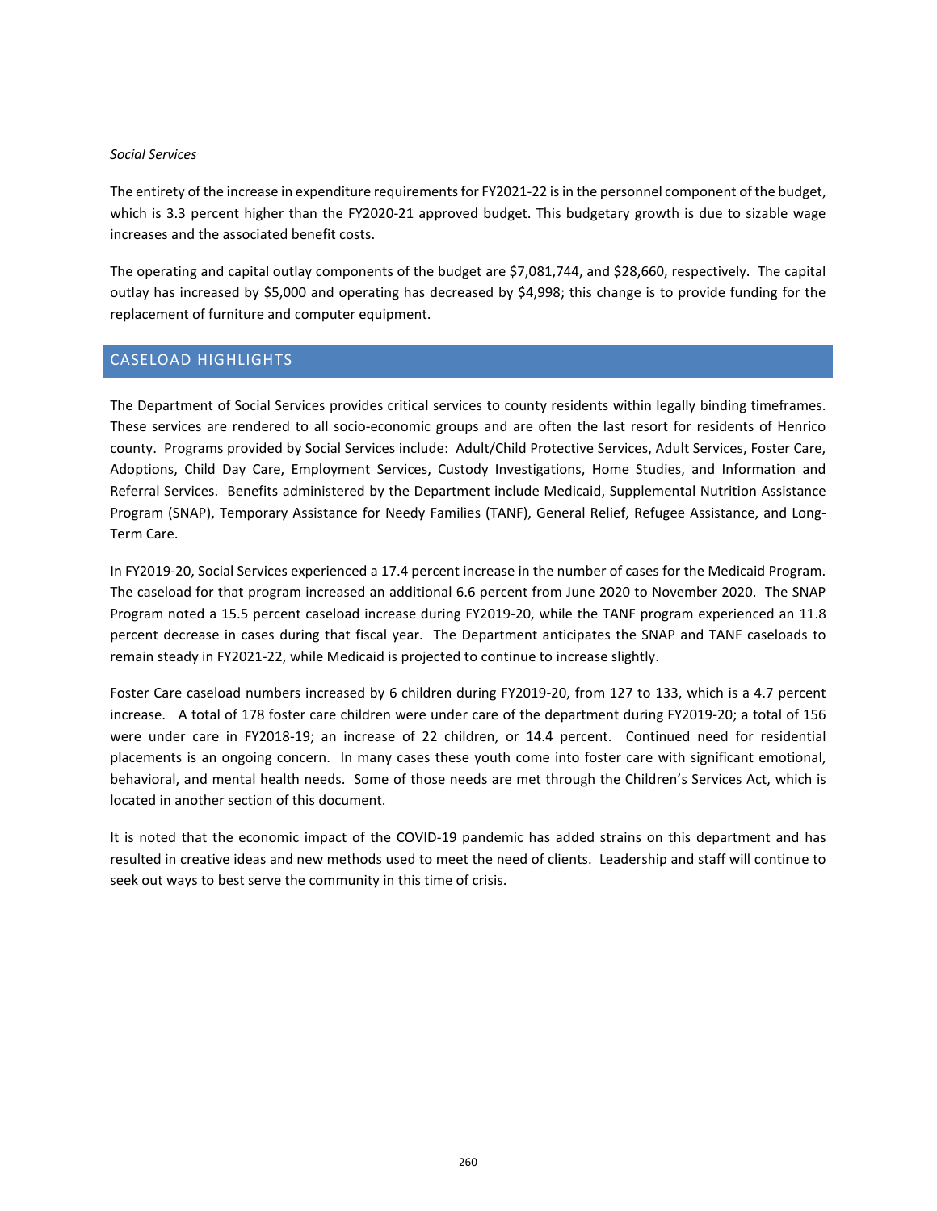*Social Services*

The entirety of the increase in expenditure requirements for FY2021-22 is in the personnel component of the budget, which is 3.3 percent higher than the FY2020-21 approved budget. This budgetary growth is due to sizable wage increases and the associated benefit costs.

The operating and capital outlay components of the budget are $7,081,744, and $28,660, respectively. The capital outlay has increased by $5,000 and operating has decreased by $4,998; this change is to provide funding for the replacement of furniture and computer equipment.

## CASELOAD HIGHLIGHTS

The Department of Social Services provides critical services to county residents within legally binding timeframes. These services are rendered to all socio-economic groups and are often the last resort for residents of Henrico county. Programs provided by Social Services include: Adult/Child Protective Services, Adult Services, Foster Care, Adoptions, Child Day Care, Employment Services, Custody Investigations, Home Studies, and Information and Referral Services. Benefits administered by the Department include Medicaid, Supplemental Nutrition Assistance Program (SNAP), Temporary Assistance for Needy Families (TANF), General Relief, Refugee Assistance, and Long-Term Care.

In FY2019-20, Social Services experienced a 17.4 percent increase in the number of cases for the Medicaid Program. The caseload for that program increased an additional 6.6 percent from June 2020 to November 2020. The SNAP Program noted a 15.5 percent caseload increase during FY2019-20, while the TANF program experienced an 11.8 percent decrease in cases during that fiscal year. The Department anticipates the SNAP and TANF caseloads to remain steady in FY2021-22, while Medicaid is projected to continue to increase slightly.

Foster Care caseload numbers increased by 6 children during FY2019-20, from 127 to 133, which is a 4.7 percent increase. A total of 178 foster care children were under care of the department during FY2019-20; a total of 156 were under care in FY2018-19; an increase of 22 children, or 14.4 percent. Continued need for residential placements is an ongoing concern. In many cases these youth come into foster care with significant emotional, behavioral, and mental health needs. Some of those needs are met through the Children's Services Act, which is located in another section of this document.

It is noted that the economic impact of the COVID-19 pandemic has added strains on this department and has resulted in creative ideas and new methods used to meet the need of clients. Leadership and staff will continue to seek out ways to best serve the community in this time of crisis.